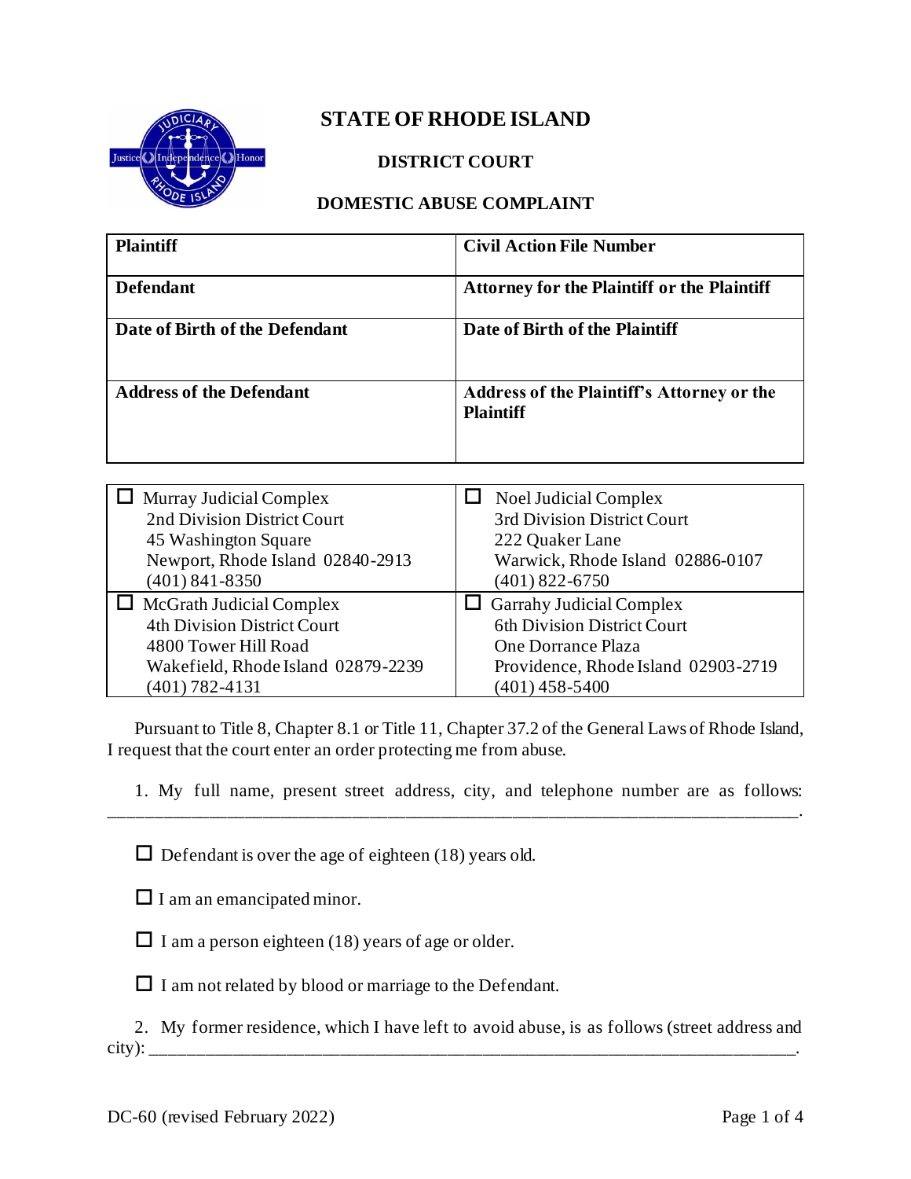# STATE OF RHODE ISLAND

## DISTRICT COURT

## DOMESTIC ABUSE COMPLAINT

| **Plaintiff** | **Civil Action File Number** |
|---|---|
| **Defendant** | **Attorney for the Plaintiff or the Plaintiff** |
| **Date of Birth of the Defendant** | **Date of Birth of the Plaintiff** |
| **Address of the Defendant** | **Address of the Plaintiff's Attorney or the Plaintiff** |

| | |
|---|---|
| ☐ Murray Judicial Complex<br>2nd Division District Court<br>45 Washington Square<br>Newport, Rhode Island 02840-2913<br>(401) 841-8350 | ☐ Noel Judicial Complex<br>3rd Division District Court<br>222 Quaker Lane<br>Warwick, Rhode Island 02886-0107<br>(401) 822-6750 |
| ☐ McGrath Judicial Complex<br>4th Division District Court<br>4800 Tower Hill Road<br>Wakefield, Rhode Island 02879-2239<br>(401) 782-4131 | ☐ Garrahy Judicial Complex<br>6th Division District Court<br>One Dorrance Plaza<br>Providence, Rhode Island 02903-2719<br>(401) 458-5400 |

Pursuant to Title 8, Chapter 8.1 or Title 11, Chapter 37.2 of the General Laws of Rhode Island, I request that the court enter an order protecting me from abuse.

1. My full name, present street address, city, and telephone number are as follows: ____________________________________________________________________________.

☐ Defendant is over the age of eighteen (18) years old.

☐ I am an emancipated minor.

☐ I am a person eighteen (18) years of age or older.

☐ I am not related by blood or marriage to the Defendant.

2. My former residence, which I have left to avoid abuse, is as follows (street address and city): ____________________________________________________________________________.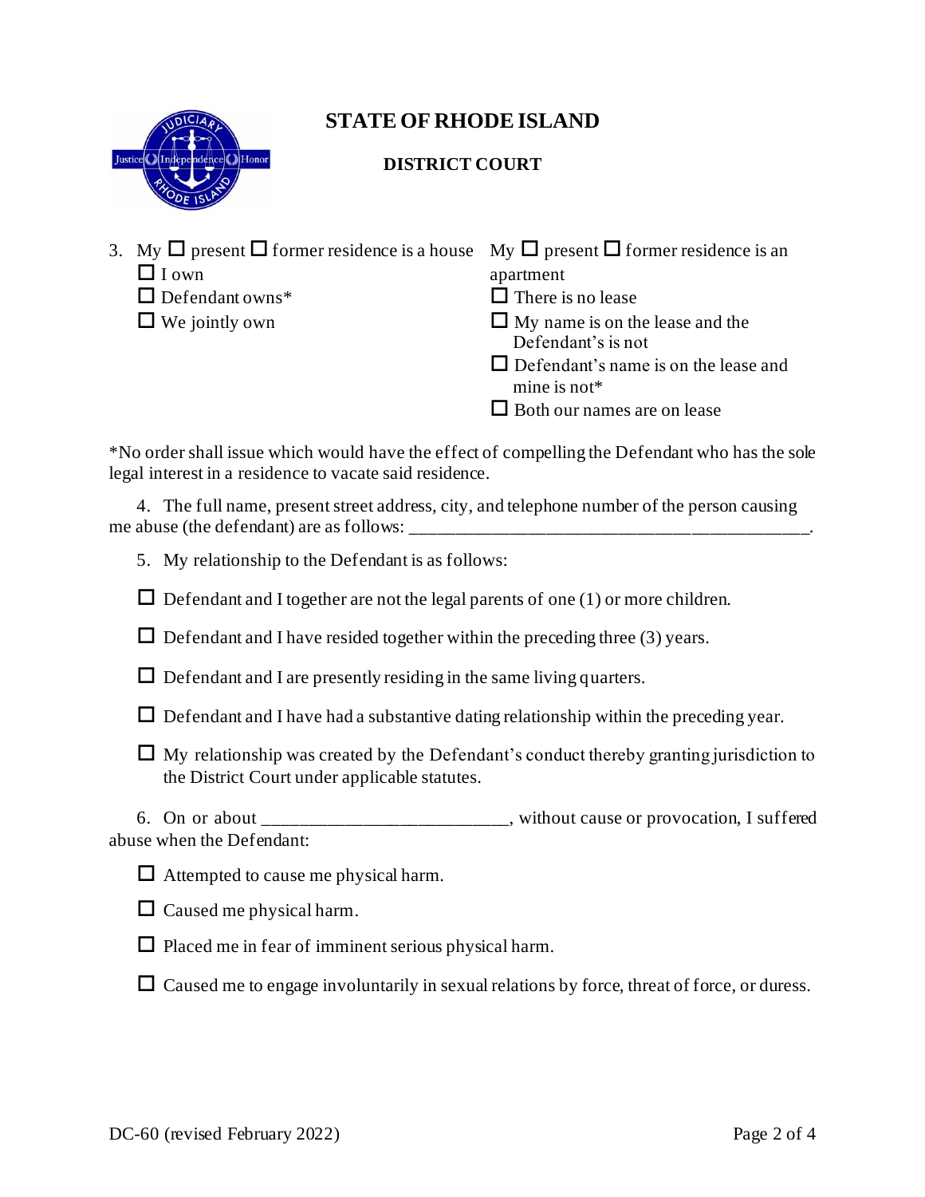# STATE OF RHODE ISLAND

## DISTRICT COURT

3. My ☐ present ☐ former residence is a house
   - ☐ I own
   - ☐ Defendant owns*
   - ☐ We jointly own

   My ☐ present ☐ former residence is an apartment
   - ☐ There is no lease
   - ☐ My name is on the lease and the Defendant's is not
   - ☐ Defendant's name is on the lease and mine is not*
   - ☐ Both our names are on lease

*No order shall issue which would have the effect of compelling the Defendant who has the sole legal interest in a residence to vacate said residence.

4. The full name, present street address, city, and telephone number of the person causing me abuse (the defendant) are as follows: ____________________________________________.

5. My relationship to the Defendant is as follows:

☐ Defendant and I together are not the legal parents of one (1) or more children.

☐ Defendant and I have resided together within the preceding three (3) years.

☐ Defendant and I are presently residing in the same living quarters.

☐ Defendant and I have had a substantive dating relationship within the preceding year.

☐ My relationship was created by the Defendant's conduct thereby granting jurisdiction to the District Court under applicable statutes.

6. On or about __________________________, without cause or provocation, I suffered abuse when the Defendant:

☐ Attempted to cause me physical harm.

☐ Caused me physical harm.

☐ Placed me in fear of imminent serious physical harm.

☐ Caused me to engage involuntarily in sexual relations by force, threat of force, or duress.

DC-60 (revised February 2022)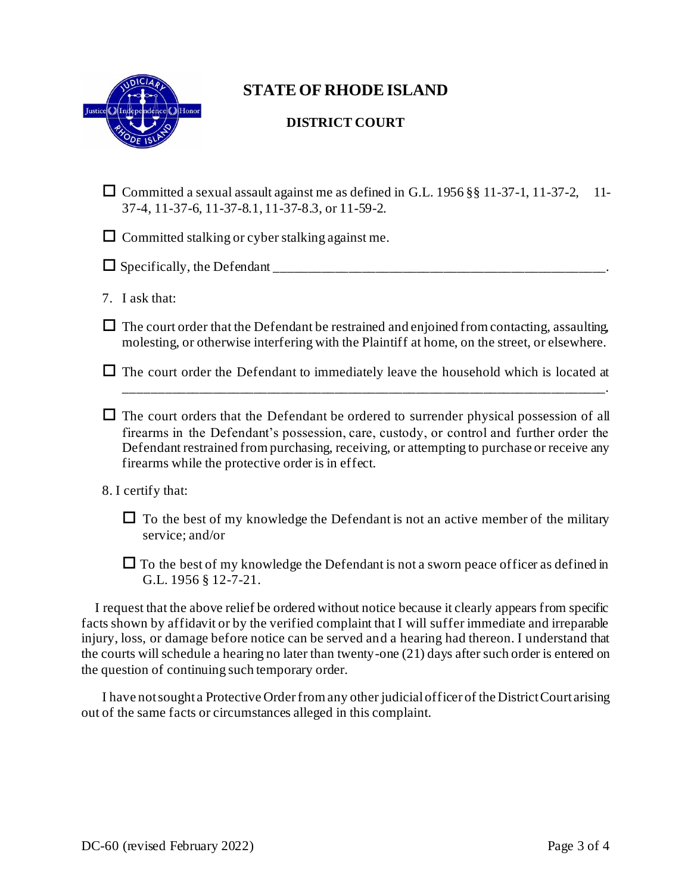# STATE OF RHODE ISLAND

## DISTRICT COURT

☐ Committed a sexual assault against me as defined in G.L. 1956 §§ 11-37-1, 11-37-2, 11-37-4, 11-37-6, 11-37-8.1, 11-37-8.3, or 11-59-2.

☐ Committed stalking or cyber stalking against me.

☐ Specifically, the Defendant ________________________________________________.

7. I ask that:

☐ The court order that the Defendant be restrained and enjoined from contacting, assaulting, molesting, or otherwise interfering with the Plaintiff at home, on the street, or elsewhere.

☐ The court order the Defendant to immediately leave the household which is located at ______________________________________________________________________.

☐ The court orders that the Defendant be ordered to surrender physical possession of all firearms in the Defendant's possession, care, custody, or control and further order the Defendant restrained from purchasing, receiving, or attempting to purchase or receive any firearms while the protective order is in effect.

8. I certify that:

☐ To the best of my knowledge the Defendant is not an active member of the military service; and/or

☐ To the best of my knowledge the Defendant is not a sworn peace officer as defined in G.L. 1956 § 12-7-21.

I request that the above relief be ordered without notice because it clearly appears from specific facts shown by affidavit or by the verified complaint that I will suffer immediate and irreparable injury, loss, or damage before notice can be served and a hearing had thereon. I understand that the courts will schedule a hearing no later than twenty-one (21) days after such order is entered on the question of continuing such temporary order.

I have not sought a Protective Order from any other judicial officer of the District Court arising out of the same facts or circumstances alleged in this complaint.

DC-60 (revised February 2022)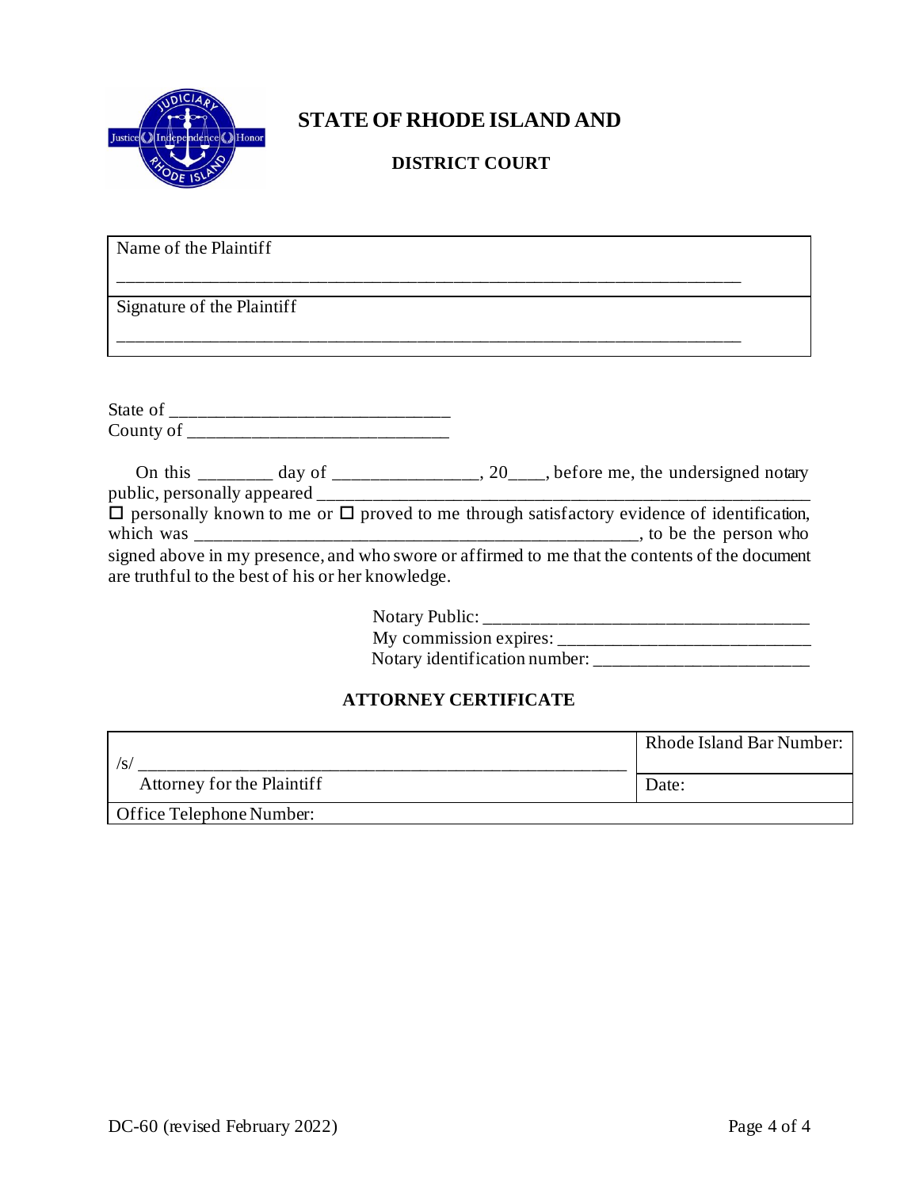**STATE OF RHODE ISLAND AND**

**DISTRICT COURT**

| |
|---|
| Name of the Plaintiff<br>_______________________________________________ |
| Signature of the Plaintiff<br>_______________________________________________ |

State of ______________________________
County of ____________________________

On this ________ day of ________________, 20____, before me, the undersigned notary public, personally appeared ______________________________________________________ ☐ personally known to me or ☐ proved to me through satisfactory evidence of identification, which was ________________________________________________, to be the person who signed above in my presence, and who swore or affirmed to me that the contents of the document are truthful to the best of his or her knowledge.

Notary Public: ___________________________________
My commission expires: ___________________________
Notary identification number: ______________________

## ATTORNEY CERTIFICATE

| | |
|---|---|
| /s/ _______________________________________________<br>Attorney for the Plaintiff | Rhode Island Bar Number:<br><br>Date: |
| Office Telephone Number: | |

DC-60 (revised February 2022)